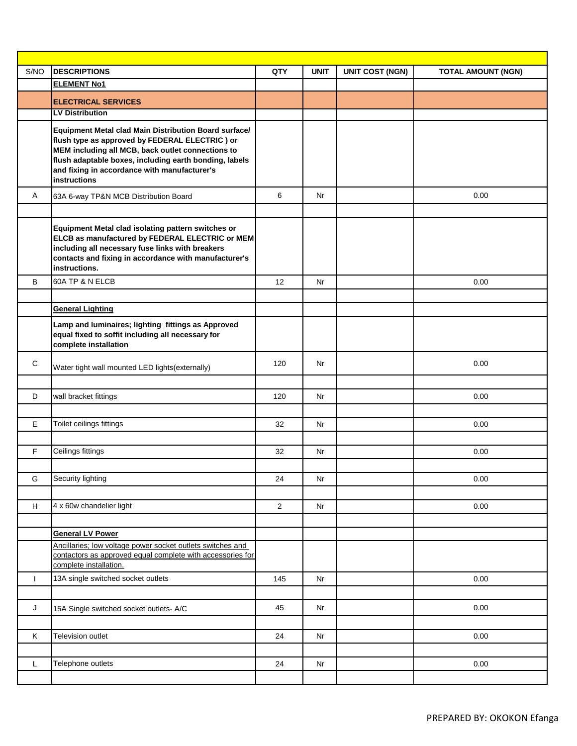| S/NO | DESCRIPTIONS | QTY | UNIT | UNIT COST (NGN) | TOTAL AMOUNT (NGN) |
|---|---|---|---|---|---|
| | **ELEMENT No1** | | | | |
| | **ELECTRICAL SERVICES** | | | | |
| | **LV Distribution** | | | | |
| | **Equipment Metal clad Main Distribution Board surface/ flush type as approved by FEDERAL ELECTRIC ) or MEM including all MCB, back outlet connections to flush adaptable boxes, including earth bonding, labels and fixing in accordance with manufacturer's instructions** | | | | |
| A | 63A 6-way TP&N MCB Distribution Board | 6 | Nr | | 0.00 |
| | | | | | |
| | **Equipment Metal clad isolating pattern switches or ELCB as manufactured by FEDERAL ELECTRIC or MEM including all necessary fuse links with breakers contacts and fixing in accordance with manufacturer's instructions.** | | | | |
| B | 60A TP & N ELCB | 12 | Nr | | 0.00 |
| | | | | | |
| | **General Lighting** | | | | |
| | **Lamp and luminaires; lighting fittings as Approved equal fixed to soffit including all necessary for complete installation** | | | | |
| C | Water tight wall mounted LED lights(externally) | 120 | Nr | | 0.00 |
| | | | | | |
| D | wall bracket fittings | 120 | Nr | | 0.00 |
| | | | | | |
| E | Toilet ceilings fittings | 32 | Nr | | 0.00 |
| | | | | | |
| F | Ceilings fittings | 32 | Nr | | 0.00 |
| | | | | | |
| G | Security lighting | 24 | Nr | | 0.00 |
| | | | | | |
| H | 4 x 60w chandelier light | 2 | Nr | | 0.00 |
| | | | | | |
| | **General LV Power** | | | | |
| | Ancillaries; low voltage power socket outlets switches and contactors as approved equal complete with accessories for complete installation. | | | | |
| I | 13A single switched socket outlets | 145 | Nr | | 0.00 |
| | | | | | |
| J | 15A Single switched socket outlets- A/C | 45 | Nr | | 0.00 |
| | | | | | |
| K | Television outlet | 24 | Nr | | 0.00 |
| | | | | | |
| L | Telephone outlets | 24 | Nr | | 0.00 |
| | | | | | |

PREPARED BY: OKOKON Efanga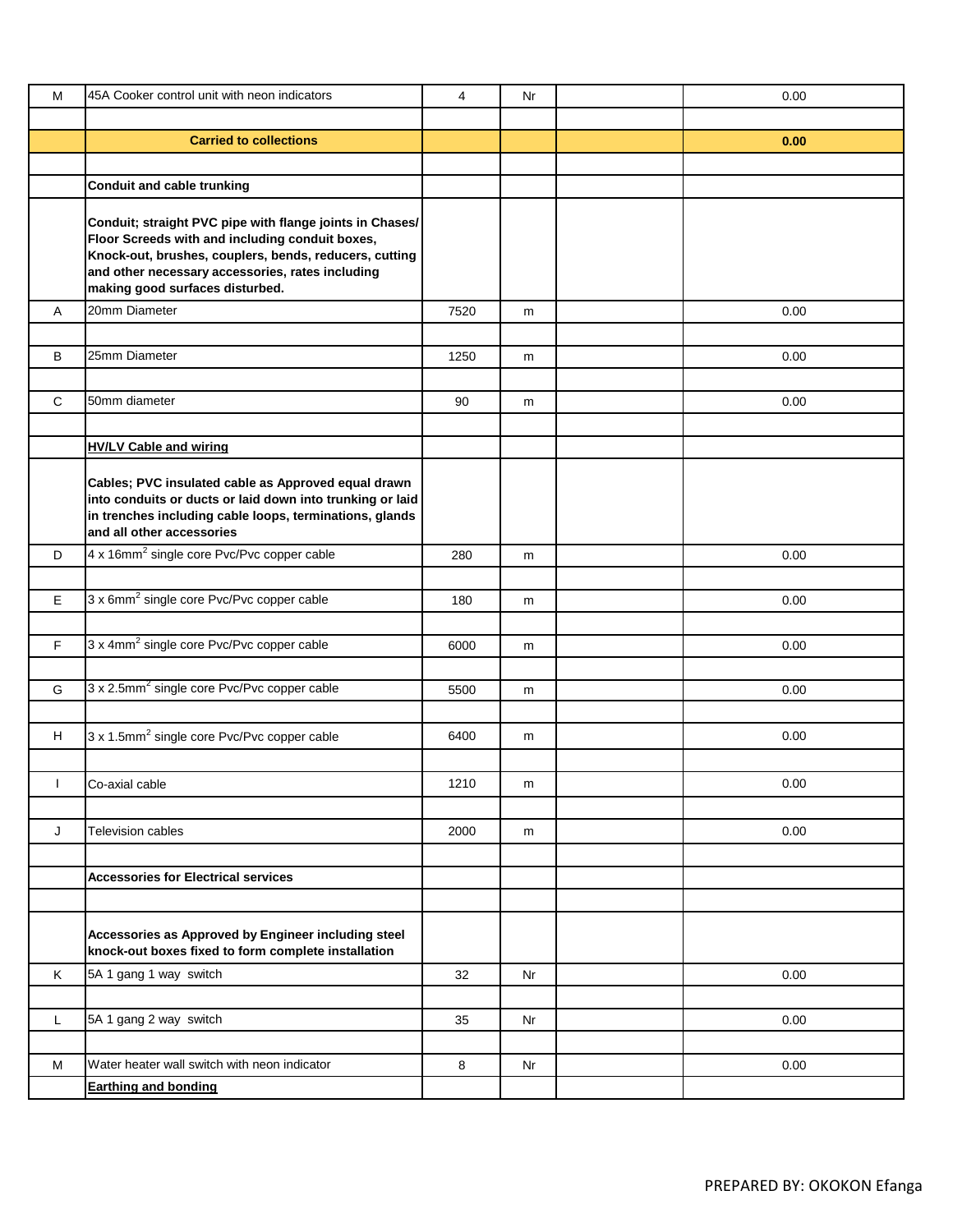| M | 45A Cooker control unit with neon indicators | 4 | Nr | | 0.00 |
|---|---|---|---|---|---|
| | | | | | |
| | **Carried to collections** | | | | **0.00** |
| | | | | | |
| | **Conduit and cable trunking** | | | | |
| | **Conduit; straight PVC pipe with flange joints in Chases/ Floor Screeds with and including conduit boxes, Knock-out, brushes, couplers, bends, reducers, cutting and other necessary accessories, rates including making good surfaces disturbed.** | | | | |
| A | 20mm Diameter | 7520 | m | | 0.00 |
| | | | | | |
| B | 25mm Diameter | 1250 | m | | 0.00 |
| | | | | | |
| C | 50mm diameter | 90 | m | | 0.00 |
| | | | | | |
| | **HV/LV Cable and wiring** | | | | |
| | **Cables; PVC insulated cable as Approved equal drawn into conduits or ducts or laid down into trunking or laid in trenches including cable loops, terminations, glands and all other accessories** | | | | |
| D | 4 x 16mm$^2$ single core Pvc/Pvc copper cable | 280 | m | | 0.00 |
| | | | | | |
| E | 3 x 6mm$^2$ single core Pvc/Pvc copper cable | 180 | m | | 0.00 |
| | | | | | |
| F | 3 x 4mm$^2$ single core Pvc/Pvc copper cable | 6000 | m | | 0.00 |
| | | | | | |
| G | 3 x 2.5mm$^2$ single core Pvc/Pvc copper cable | 5500 | m | | 0.00 |
| | | | | | |
| H | 3 x 1.5mm$^2$ single core Pvc/Pvc copper cable | 6400 | m | | 0.00 |
| | | | | | |
| I | Co-axial cable | 1210 | m | | 0.00 |
| | | | | | |
| J | Television cables | 2000 | m | | 0.00 |
| | | | | | |
| | **Accessories for Electrical services** | | | | |
| | | | | | |
| | **Accessories as Approved by Engineer including steel knock-out boxes fixed to form complete installation** | | | | |
| K | 5A 1 gang 1 way switch | 32 | Nr | | 0.00 |
| | | | | | |
| L | 5A 1 gang 2 way switch | 35 | Nr | | 0.00 |
| | | | | | |
| M | Water heater wall switch with neon indicator | 8 | Nr | | 0.00 |
| | **Earthing and bonding** | | | | |

PREPARED BY: OKOKON Efanga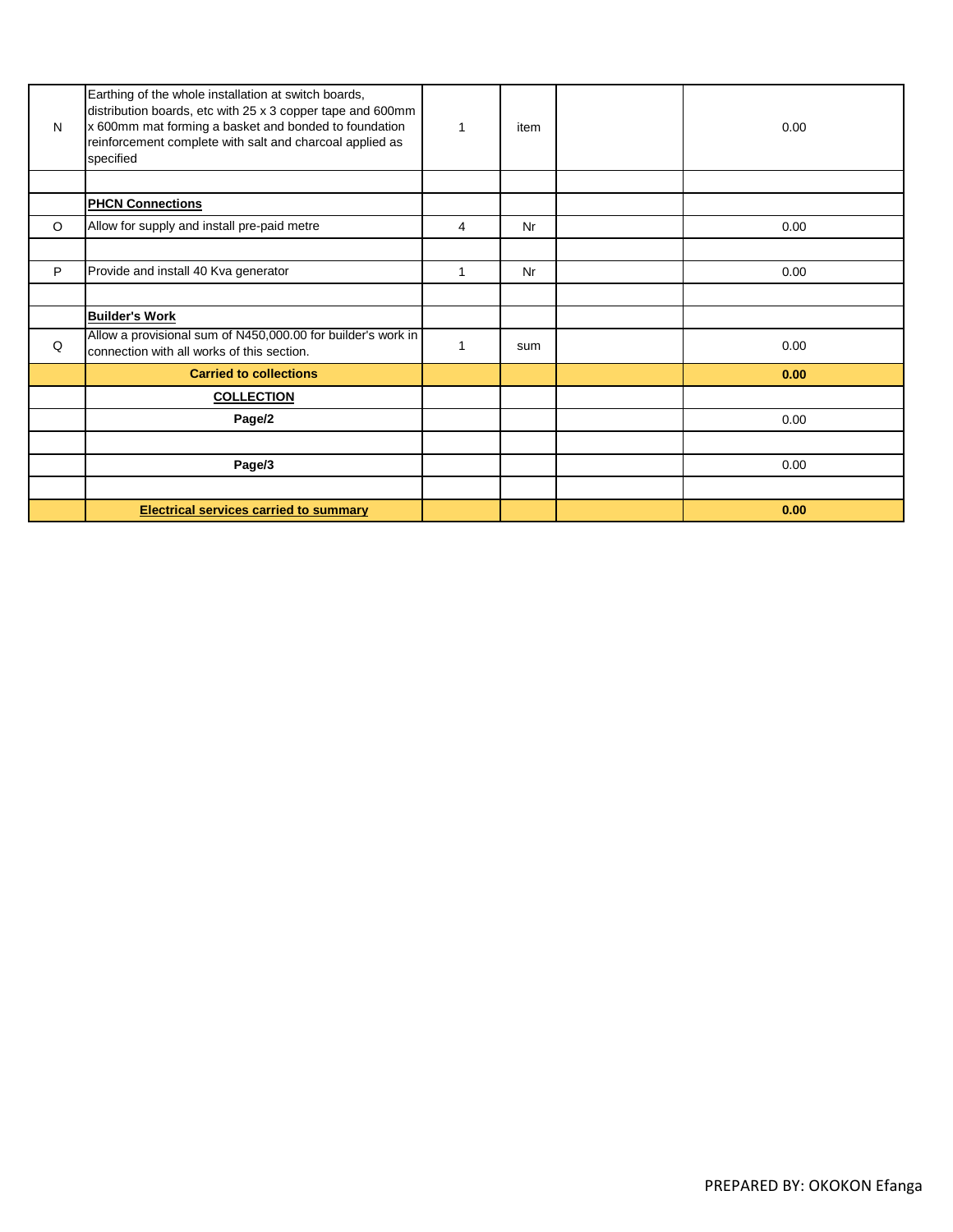| | | | | | |
|---|---|---|---|---|---|
| N | Earthing of the whole installation at switch boards, distribution boards, etc with 25 x 3 copper tape and 600mm x 600mm mat forming a basket and bonded to foundation reinforcement complete with salt and charcoal applied as specified | 1 | item | | 0.00 |
| | | | | | |
| | **PHCN Connections** | | | | |
| O | Allow for supply and install pre-paid metre | 4 | Nr | | 0.00 |
| | | | | | |
| P | Provide and install 40 Kva generator | 1 | Nr | | 0.00 |
| | | | | | |
| | **Builder's Work** | | | | |
| Q | Allow a provisional sum of N450,000.00 for builder's work in connection with all works of this section. | 1 | sum | | 0.00 |
| | **Carried to collections** | | | | **0.00** |
| | **COLLECTION** | | | | |
| | **Page/2** | | | | 0.00 |
| | | | | | |
| | **Page/3** | | | | 0.00 |
| | | | | | |
| | **Electrical services carried to summary** | | | | **0.00** |

PREPARED BY: OKOKON Efanga